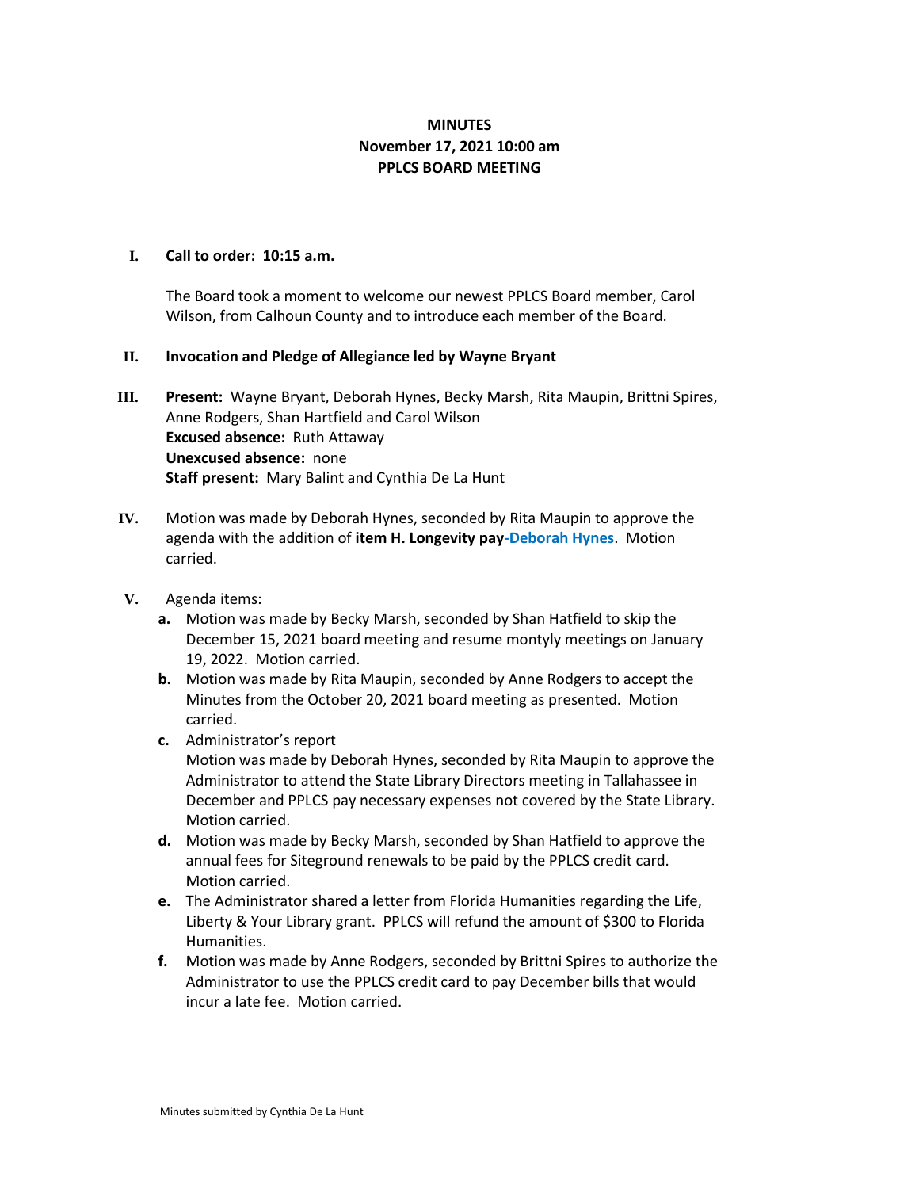**MINUTES**
**November 17, 2021 10:00 am**
**PPLCS BOARD MEETING**

I. **Call to order: 10:15 a.m.**

The Board took a moment to welcome our newest PPLCS Board member, Carol Wilson, from Calhoun County and to introduce each member of the Board.

II. **Invocation and Pledge of Allegiance led by Wayne Bryant**

III. **Present:** Wayne Bryant, Deborah Hynes, Becky Marsh, Rita Maupin, Brittni Spires, Anne Rodgers, Shan Hartfield and Carol Wilson
**Excused absence:** Ruth Attaway
**Unexcused absence:** none
**Staff present:** Mary Balint and Cynthia De La Hunt

IV. Motion was made by Deborah Hynes, seconded by Rita Maupin to approve the agenda with the addition of **item H. Longevity pay-Deborah Hynes**. Motion carried.

V. Agenda items:

**a.** Motion was made by Becky Marsh, seconded by Shan Hatfield to skip the December 15, 2021 board meeting and resume montyly meetings on January 19, 2022. Motion carried.

**b.** Motion was made by Rita Maupin, seconded by Anne Rodgers to accept the Minutes from the October 20, 2021 board meeting as presented. Motion carried.

**c.** Administrator's report
Motion was made by Deborah Hynes, seconded by Rita Maupin to approve the Administrator to attend the State Library Directors meeting in Tallahassee in December and PPLCS pay necessary expenses not covered by the State Library. Motion carried.

**d.** Motion was made by Becky Marsh, seconded by Shan Hatfield to approve the annual fees for Siteground renewals to be paid by the PPLCS credit card. Motion carried.

**e.** The Administrator shared a letter from Florida Humanities regarding the Life, Liberty & Your Library grant. PPLCS will refund the amount of $300 to Florida Humanities.

**f.** Motion was made by Anne Rodgers, seconded by Brittni Spires to authorize the Administrator to use the PPLCS credit card to pay December bills that would incur a late fee. Motion carried.

Minutes submitted by Cynthia De La Hunt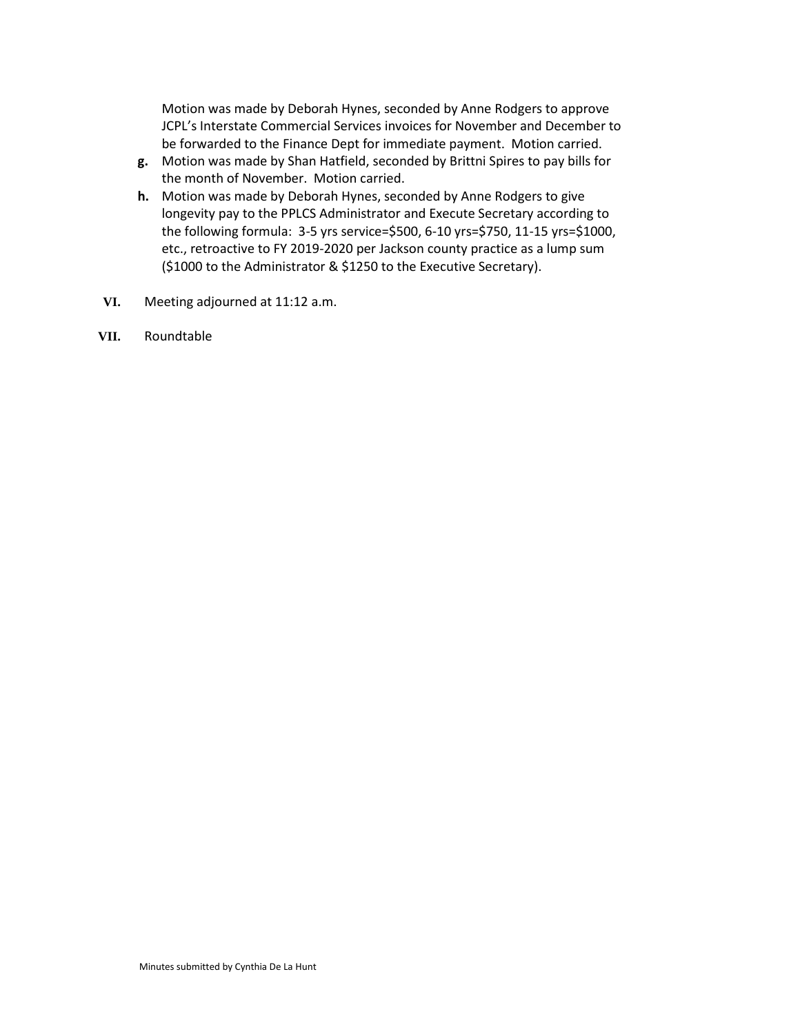Motion was made by Deborah Hynes, seconded by Anne Rodgers to approve JCPL's Interstate Commercial Services invoices for November and December to be forwarded to the Finance Dept for immediate payment. Motion carried.

g. Motion was made by Shan Hatfield, seconded by Brittni Spires to pay bills for the month of November. Motion carried.

h. Motion was made by Deborah Hynes, seconded by Anne Rodgers to give longevity pay to the PPLCS Administrator and Execute Secretary according to the following formula: 3-5 yrs service=$500, 6-10 yrs=$750, 11-15 yrs=$1000, etc., retroactive to FY 2019-2020 per Jackson county practice as a lump sum ($1000 to the Administrator & $1250 to the Executive Secretary).

VI. Meeting adjourned at 11:12 a.m.

VII. Roundtable

Minutes submitted by Cynthia De La Hunt